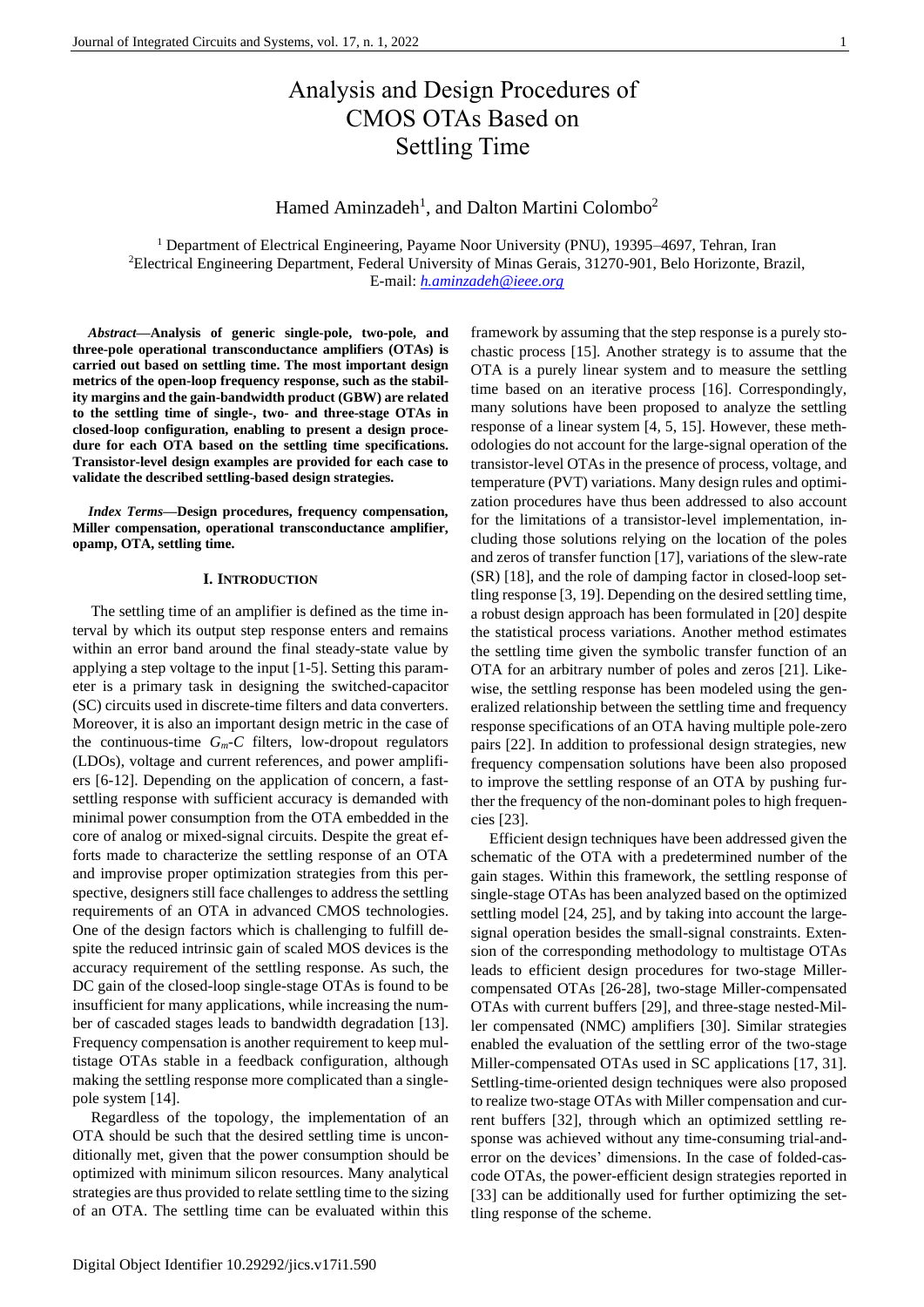# Analysis and Design Procedures of CMOS OTAs Based on Settling Time

Hamed Aminzadeh[1], and Dalton Martini Colombo[2]

[1] Department of Electrical Engineering, Payame Noor University (PNU), 19395–4697, Tehran, Iran
[2]Electrical Engineering Department, Federal University of Minas Gerais, 31270-901, Belo Horizonte, Brazil,
E-mail: *h.aminzadeh@ieee.org*

***Abstract*—Analysis of generic single-pole, two-pole, and three-pole operational transconductance amplifiers (OTAs) is carried out based on settling time. The most important design metrics of the open-loop frequency response, such as the stability margins and the gain-bandwidth product (GBW) are related to the settling time of single-, two- and three-stage OTAs in closed-loop configuration, enabling to present a design procedure for each OTA based on the settling time specifications. Transistor-level design examples are provided for each case to validate the described settling-based design strategies.**

***Index Terms*—Design procedures, frequency compensation, Miller compensation, operational transconductance amplifier, opamp, OTA, settling time.**

## I. Introduction

The settling time of an amplifier is defined as the time interval by which its output step response enters and remains within an error band around the final steady-state value by applying a step voltage to the input [1-5]. Setting this parameter is a primary task in designing the switched-capacitor (SC) circuits used in discrete-time filters and data converters. Moreover, it is also an important design metric in the case of the continuous-time $G_m$-$C$ filters, low-dropout regulators (LDOs), voltage and current references, and power amplifiers [6-12]. Depending on the application of concern, a fast-settling response with sufficient accuracy is demanded with minimal power consumption from the OTA embedded in the core of analog or mixed-signal circuits. Despite the great efforts made to characterize the settling response of an OTA and improvise proper optimization strategies from this perspective, designers still face challenges to address the settling requirements of an OTA in advanced CMOS technologies. One of the design factors which is challenging to fulfill despite the reduced intrinsic gain of scaled MOS devices is the accuracy requirement of the settling response. As such, the DC gain of the closed-loop single-stage OTAs is found to be insufficient for many applications, while increasing the number of cascaded stages leads to bandwidth degradation [13]. Frequency compensation is another requirement to keep multistage OTAs stable in a feedback configuration, although making the settling response more complicated than a single-pole system [14].

Regardless of the topology, the implementation of an OTA should be such that the desired settling time is unconditionally met, given that the power consumption should be optimized with minimum silicon resources. Many analytical strategies are thus provided to relate settling time to the sizing of an OTA. The settling time can be evaluated within this framework by assuming that the step response is a purely stochastic process [15]. Another strategy is to assume that the OTA is a purely linear system and to measure the settling time based on an iterative process [16]. Correspondingly, many solutions have been proposed to analyze the settling response of a linear system [4, 5, 15]. However, these methodologies do not account for the large-signal operation of the transistor-level OTAs in the presence of process, voltage, and temperature (PVT) variations. Many design rules and optimization procedures have thus been addressed to also account for the limitations of a transistor-level implementation, including those solutions relying on the location of the poles and zeros of transfer function [17], variations of the slew-rate (SR) [18], and the role of damping factor in closed-loop settling response [3, 19]. Depending on the desired settling time, a robust design approach has been formulated in [20] despite the statistical process variations. Another method estimates the settling time given the symbolic transfer function of an OTA for an arbitrary number of poles and zeros [21]. Likewise, the settling response has been modeled using the generalized relationship between the settling time and frequency response specifications of an OTA having multiple pole-zero pairs [22]. In addition to professional design strategies, new frequency compensation solutions have been also proposed to improve the settling response of an OTA by pushing further the frequency of the non-dominant poles to high frequencies [23].

Efficient design techniques have been addressed given the schematic of the OTA with a predetermined number of the gain stages. Within this framework, the settling response of single-stage OTAs has been analyzed based on the optimized settling model [24, 25], and by taking into account the large-signal operation besides the small-signal constraints. Extension of the corresponding methodology to multistage OTAs leads to efficient design procedures for two-stage Miller-compensated OTAs [26-28], two-stage Miller-compensated OTAs with current buffers [29], and three-stage nested-Miller compensated (NMC) amplifiers [30]. Similar strategies enabled the evaluation of the settling error of the two-stage Miller-compensated OTAs used in SC applications [17, 31]. Settling-time-oriented design techniques were also proposed to realize two-stage OTAs with Miller compensation and current buffers [32], through which an optimized settling response was achieved without any time-consuming trial-and-error on the devices' dimensions. In the case of folded-cascode OTAs, the power-efficient design strategies reported in [33] can be additionally used for further optimizing the settling response of the scheme.

Digital Object Identifier 10.29292/jics.v17i1.590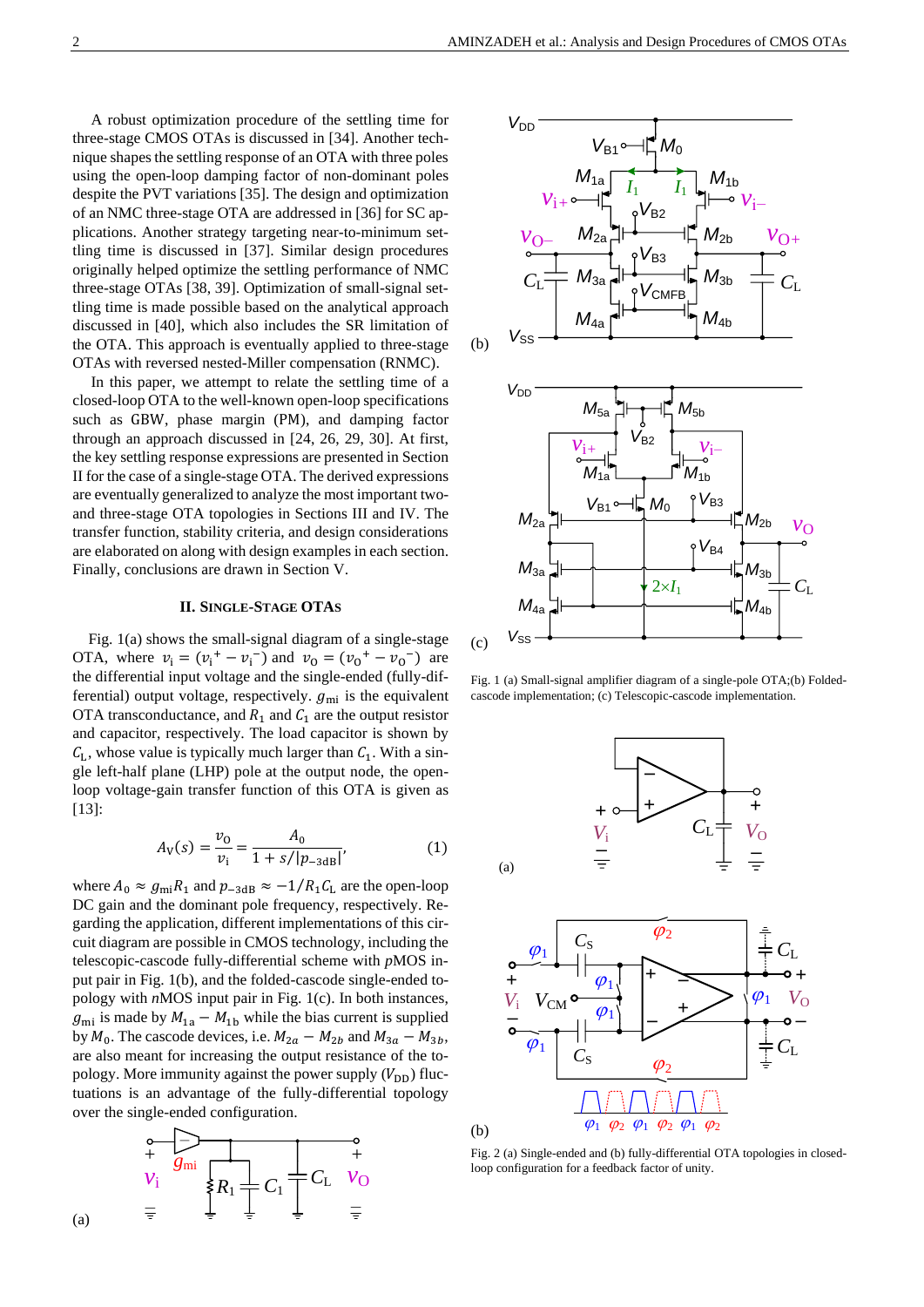A robust optimization procedure of the settling time for three-stage CMOS OTAs is discussed in [34]. Another technique shapes the settling response of an OTA with three poles using the open-loop damping factor of non-dominant poles despite the PVT variations [35]. The design and optimization of an NMC three-stage OTA are addressed in [36] for SC applications. Another strategy targeting near-to-minimum settling time is discussed in [37]. Similar design procedures originally helped optimize the settling performance of NMC three-stage OTAs [38, 39]. Optimization of small-signal settling time is made possible based on the analytical approach discussed in [40], which also includes the SR limitation of the OTA. This approach is eventually applied to three-stage OTAs with reversed nested-Miller compensation (RNMC).

In this paper, we attempt to relate the settling time of a closed-loop OTA to the well-known open-loop specifications such as GBW, phase margin (PM), and damping factor through an approach discussed in [24, 26, 29, 30]. At first, the key settling response expressions are presented in Section II for the case of a single-stage OTA. The derived expressions are eventually generalized to analyze the most important two- and three-stage OTA topologies in Sections III and IV. The transfer function, stability criteria, and design considerations are elaborated on along with design examples in each section. Finally, conclusions are drawn in Section V.

## II. Single-Stage OTAs

Fig. 1(a) shows the small-signal diagram of a single-stage OTA, where $v_{\mathrm{i}} = (v_{\mathrm{i}}^{+} - v_{\mathrm{i}}^{-})$ and $v_{\mathrm{O}} = (v_{\mathrm{O}}^{+} - v_{\mathrm{O}}^{-})$ are the differential input voltage and the single-ended (fully-differential) output voltage, respectively. $g_{\mathrm{mi}}$ is the equivalent OTA transconductance, and $R_1$ and $C_1$ are the output resistor and capacitor, respectively. The load capacitor is shown by $C_{\mathrm{L}}$, whose value is typically much larger than $C_1$. With a single left-half plane (LHP) pole at the output node, the open-loop voltage-gain transfer function of this OTA is given as [13]:

$$A_{\mathrm{V}}(s) = \frac{v_{\mathrm{O}}}{v_{\mathrm{i}}} = \frac{A_0}{1 + s/|p_{-3\mathrm{dB}}|}, \tag{1}$$

where $A_0 \approx g_{\mathrm{mi}} R_1$ and $p_{-3\mathrm{dB}} \approx -1/R_1 C_{\mathrm{L}}$ are the open-loop DC gain and the dominant pole frequency, respectively. Regarding the application, different implementations of this circuit diagram are possible in CMOS technology, including the telescopic-cascode fully-differential scheme with $p$MOS input pair in Fig. 1(b), and the folded-cascode single-ended topology with $n$MOS input pair in Fig. 1(c). In both instances, $g_{\mathrm{mi}}$ is made by $M_{1\mathrm{a}} - M_{1\mathrm{b}}$ while the bias current is supplied by $M_0$. The cascode devices, i.e. $M_{2a} - M_{2b}$ and $M_{3a} - M_{3b}$, are also meant for increasing the output resistance of the topology. More immunity against the power supply ($V_{\mathrm{DD}}$) fluctuations is an advantage of the fully-differential topology over the single-ended configuration.

Fig. 1 (a) Small-signal amplifier diagram of a single-pole OTA;(b) Folded-cascode implementation; (c) Telescopic-cascode implementation.

Fig. 2 (a) Single-ended and (b) fully-differential OTA topologies in closed-loop configuration for a feedback factor of unity.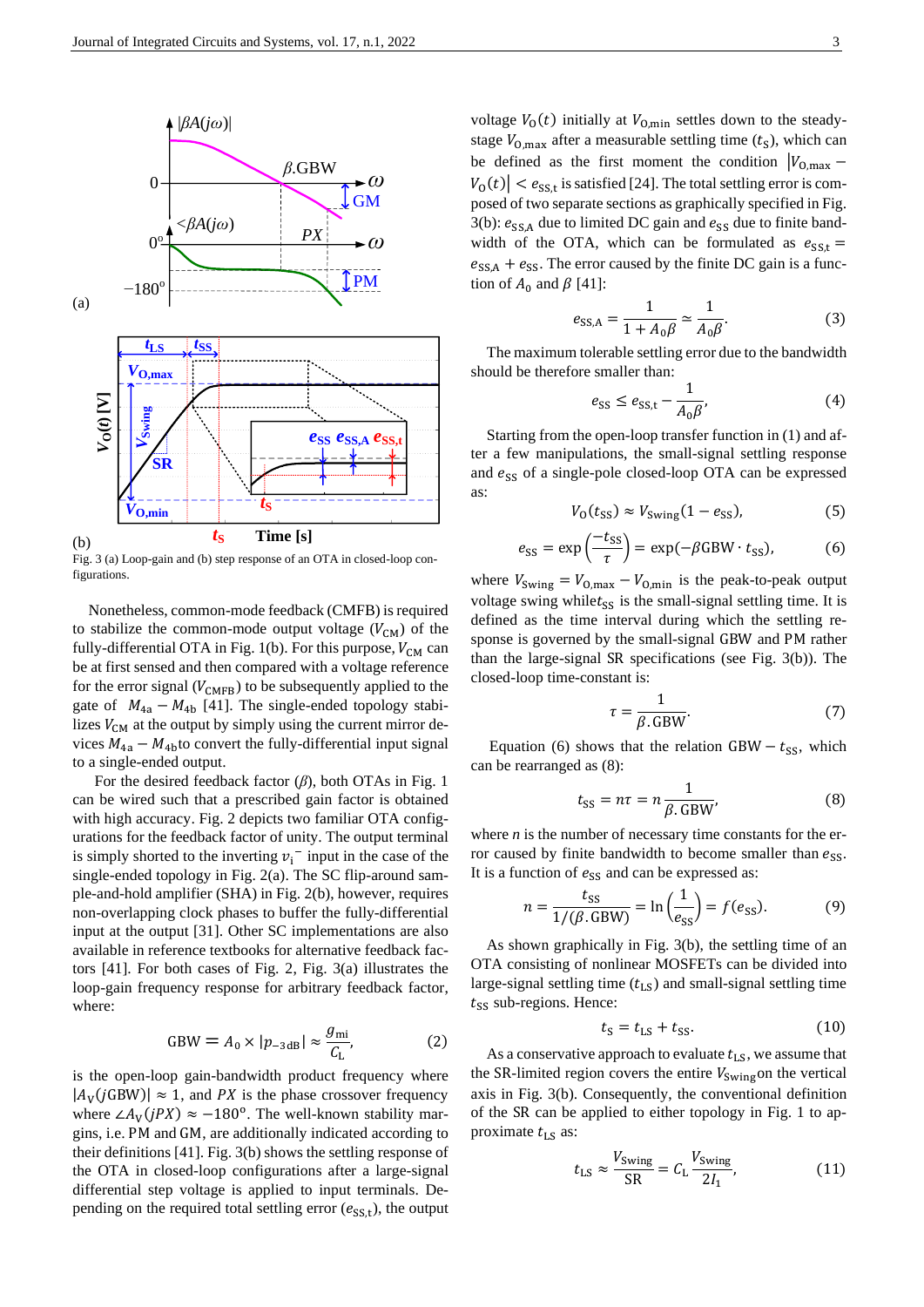Fig. 3 (a) Loop-gain and (b) step response of an OTA in closed-loop configurations.

Nonetheless, common-mode feedback (CMFB) is required to stabilize the common-mode output voltage ($V_{CM}$) of the fully-differential OTA in Fig. 1(b). For this purpose, $V_{CM}$ can be at first sensed and then compared with a voltage reference for the error signal ($V_{CMFB}$) to be subsequently applied to the gate of $M_{4a} - M_{4b}$ [41]. The single-ended topology stabilizes $V_{CM}$ at the output by simply using the current mirror devices $M_{4a} - M_{4b}$ to convert the fully-differential input signal to a single-ended output.

For the desired feedback factor ($\beta$), both OTAs in Fig. 1 can be wired such that a prescribed gain factor is obtained with high accuracy. Fig. 2 depicts two familiar OTA configurations for the feedback factor of unity. The output terminal is simply shorted to the inverting $v_i^-$ input in the case of the single-ended topology in Fig. 2(a). The SC flip-around sample-and-hold amplifier (SHA) in Fig. 2(b), however, requires non-overlapping clock phases to buffer the fully-differential input at the output [31]. Other SC implementations are also available in reference textbooks for alternative feedback factors [41]. For both cases of Fig. 2, Fig. 3(a) illustrates the loop-gain frequency response for arbitrary feedback factor, where:

$$\mathrm{GBW} = A_0 \times |p_{-3\,\mathrm{dB}}| \approx \frac{g_{mi}}{C_L}, \tag{2}$$

is the open-loop gain-bandwidth product frequency where $|A_V(j\mathrm{GBW})| \approx 1$, and $PX$ is the phase crossover frequency where $\angle A_V(jPX) \approx -180^o$. The well-known stability margins, i.e. PM and GM, are additionally indicated according to their definitions [41]. Fig. 3(b) shows the settling response of the OTA in closed-loop configurations after a large-signal differential step voltage is applied to input terminals. Depending on the required total settling error ($e_{SS,t}$), the output voltage $V_O(t)$ initially at $V_{O,min}$ settles down to the steady-stage $V_{O,max}$ after a measurable settling time ($t_S$), which can be defined as the first moment the condition $|V_{O,max} - V_O(t)| < e_{SS,t}$ is satisfied [24]. The total settling error is composed of two separate sections as graphically specified in Fig. 3(b): $e_{SS,A}$ due to limited DC gain and $e_{SS}$ due to finite bandwidth of the OTA, which can be formulated as $e_{SS,t} = e_{SS,A} + e_{SS}$. The error caused by the finite DC gain is a function of $A_0$ and $\beta$ [41]:

$$e_{SS,A} = \frac{1}{1 + A_0\beta} \simeq \frac{1}{A_0\beta}. \tag{3}$$

The maximum tolerable settling error due to the bandwidth should be therefore smaller than:

$$e_{SS} \leq e_{SS,t} - \frac{1}{A_0\beta}, \tag{4}$$

Starting from the open-loop transfer function in (1) and after a few manipulations, the small-signal settling response and $e_{SS}$ of a single-pole closed-loop OTA can be expressed as:

$$V_O(t_{SS}) \approx V_{Swing}(1 - e_{SS}), \tag{5}$$

$$e_{SS} = \exp\left(\frac{-t_{SS}}{\tau}\right) = \exp(-\beta\mathrm{GBW} \cdot t_{SS}), \tag{6}$$

where $V_{Swing} = V_{O,max} - V_{O,min}$ is the peak-to-peak output voltage swing while $t_{SS}$ is the small-signal settling time. It is defined as the time interval during which the settling response is governed by the small-signal GBW and PM rather than the large-signal SR specifications (see Fig. 3(b)). The closed-loop time-constant is:

$$\tau = \frac{1}{\beta.\mathrm{GBW}}. \tag{7}$$

Equation (6) shows that the relation $\mathrm{GBW} - t_{SS}$, which can be rearranged as (8):

$$t_{SS} = n\tau = n\frac{1}{\beta.\mathrm{GBW}}, \tag{8}$$

where $n$ is the number of necessary time constants for the error caused by finite bandwidth to become smaller than $e_{SS}$. It is a function of $e_{SS}$ and can be expressed as:

$$n = \frac{t_{SS}}{1/(\beta.\mathrm{GBW})} = \ln\left(\frac{1}{e_{SS}}\right) = f(e_{SS}). \tag{9}$$

As shown graphically in Fig. 3(b), the settling time of an OTA consisting of nonlinear MOSFETs can be divided into large-signal settling time ($t_{LS}$) and small-signal settling time $t_{SS}$ sub-regions. Hence:

$$t_S = t_{LS} + t_{SS}. \tag{10}$$

As a conservative approach to evaluate $t_{LS}$, we assume that the SR-limited region covers the entire $V_{Swing}$ on the vertical axis in Fig. 3(b). Consequently, the conventional definition of the SR can be applied to either topology in Fig. 1 to approximate $t_{LS}$ as:

$$t_{LS} \approx \frac{V_{Swing}}{\mathrm{SR}} = C_L\frac{V_{Swing}}{2I_1}, \tag{11}$$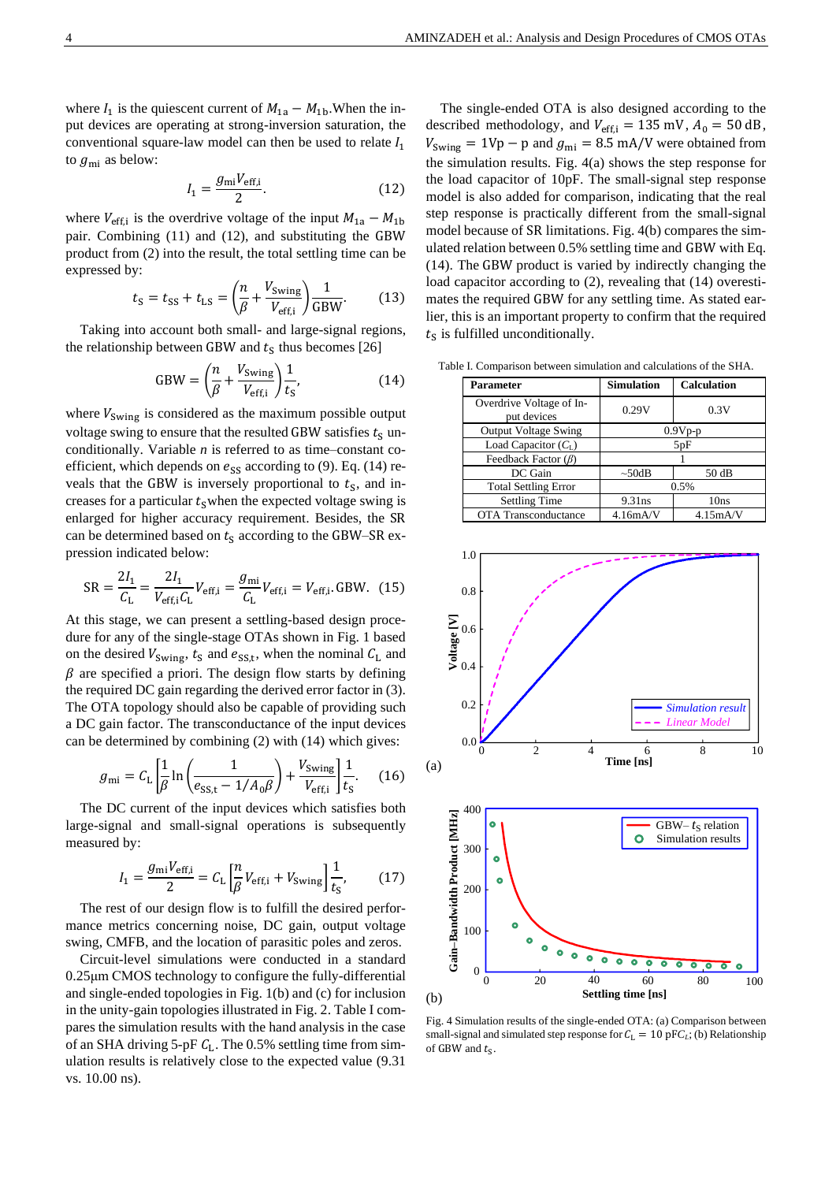where $I_1$ is the quiescent current of $M_{1a} - M_{1b}$.When the input devices are operating at strong-inversion saturation, the conventional square-law model can then be used to relate $I_1$ to $g_{mi}$ as below:

$$I_1 = \frac{g_{mi} V_{eff,i}}{2}. \tag{12}$$

where $V_{eff,i}$ is the overdrive voltage of the input $M_{1a} - M_{1b}$ pair. Combining (11) and (12), and substituting the GBW product from (2) into the result, the total settling time can be expressed by:

$$t_S = t_{SS} + t_{LS} = \left(\frac{n}{\beta} + \frac{V_{Swing}}{V_{eff,i}}\right)\frac{1}{GBW}. \tag{13}$$

Taking into account both small- and large-signal regions, the relationship between GBW and $t_S$ thus becomes [26]

$$GBW = \left(\frac{n}{\beta} + \frac{V_{Swing}}{V_{eff,i}}\right)\frac{1}{t_S}, \tag{14}$$

where $V_{Swing}$ is considered as the maximum possible output voltage swing to ensure that the resulted GBW satisfies $t_S$ unconditionally. Variable $n$ is referred to as time–constant coefficient, which depends on $e_{SS}$ according to (9). Eq. (14) reveals that the GBW is inversely proportional to $t_S$, and increases for a particular $t_S$ when the expected voltage swing is enlarged for higher accuracy requirement. Besides, the SR can be determined based on $t_S$ according to the GBW–SR expression indicated below:

$$SR = \frac{2I_1}{C_L} = \frac{2I_1}{V_{eff,i}C_L}V_{eff,i} = \frac{g_{mi}}{C_L}V_{eff,i} = V_{eff,i}.GBW. \tag{15}$$

At this stage, we can present a settling-based design procedure for any of the single-stage OTAs shown in Fig. 1 based on the desired $V_{Swing}$, $t_S$ and $e_{SS,t}$, when the nominal $C_L$ and $\beta$ are specified a priori. The design flow starts by defining the required DC gain regarding the derived error factor in (3). The OTA topology should also be capable of providing such a DC gain factor. The transconductance of the input devices can be determined by combining (2) with (14) which gives:

$$g_{mi} = C_L\left[\frac{1}{\beta}\ln\left(\frac{1}{e_{SS,t} - 1/A_0\beta}\right) + \frac{V_{Swing}}{V_{eff,i}}\right]\frac{1}{t_S}. \tag{16}$$

The DC current of the input devices which satisfies both large-signal and small-signal operations is subsequently measured by:

$$I_1 = \frac{g_{mi}V_{eff,i}}{2} = C_L\left[\frac{n}{\beta}V_{eff,i} + V_{Swing}\right]\frac{1}{t_S}, \tag{17}$$

The rest of our design flow is to fulfill the desired performance metrics concerning noise, DC gain, output voltage swing, CMFB, and the location of parasitic poles and zeros.

Circuit-level simulations were conducted in a standard 0.25μm CMOS technology to configure the fully-differential and single-ended topologies in Fig. 1(b) and (c) for inclusion in the unity-gain topologies illustrated in Fig. 2. Table I compares the simulation results with the hand analysis in the case of an SHA driving 5-pF $C_L$. The 0.5% settling time from simulation results is relatively close to the expected value (9.31 vs. 10.00 ns).

The single-ended OTA is also designed according to the described methodology, and $V_{eff,i} = 135$ mV, $A_0 = 50$ dB, $V_{Swing} = 1$Vp − p and $g_{mi} = 8.5$ mA/V were obtained from the simulation results. Fig. 4(a) shows the step response for the load capacitor of 10pF. The small-signal step response model is also added for comparison, indicating that the real step response is practically different from the small-signal model because of SR limitations. Fig. 4(b) compares the simulated relation between 0.5% settling time and GBW with Eq. (14). The GBW product is varied by indirectly changing the load capacitor according to (2), revealing that (14) overestimates the required GBW for any settling time. As stated earlier, this is an important property to confirm that the required $t_S$ is fulfilled unconditionally.

Table I. Comparison between simulation and calculations of the SHA.

| Parameter | Simulation | Calculation |
|---|---|---|
| Overdrive Voltage of Input devices | 0.29V | 0.3V |
| Output Voltage Swing | 0.9Vp-p | |
| Load Capacitor ($C_L$) | 5pF | |
| Feedback Factor ($\beta$) | 1 | |
| DC Gain | ~50dB | 50 dB |
| Total Settling Error | 0.5% | |
| Settling Time | 9.31ns | 10ns |
| OTA Transconductance | 4.16mA/V | 4.15mA/V |

Fig. 4 Simulation results of the single-ended OTA: (a) Comparison between small-signal and simulated step response for $C_L = 10$ pF$C_L$; (b) Relationship of GBW and $t_S$.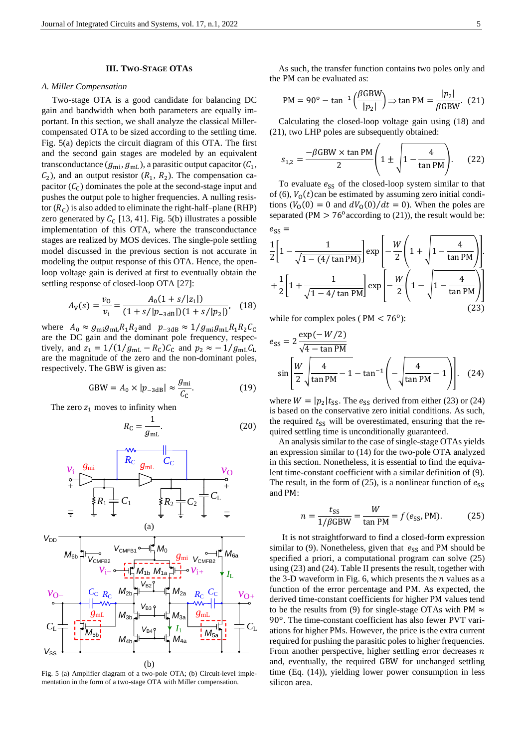## III. Two-Stage OTAs

### A. Miller Compensation

Two-stage OTA is a good candidate for balancing DC gain and bandwidth when both parameters are equally important. In this section, we shall analyze the classical Miller-compensated OTA to be sized according to the settling time. Fig. 5(a) depicts the circuit diagram of this OTA. The first and the second gain stages are modeled by an equivalent transconductance ($g_{\mathrm{mi}}, g_{\mathrm{mL}}$), a parasitic output capacitor ($C_1$, $C_2$), and an output resistor ($R_1$, $R_2$). The compensation capacitor ($C_{\mathrm{C}}$) dominates the pole at the second-stage input and pushes the output pole to higher frequencies. A nulling resistor ($R_{\mathrm{C}}$) is also added to eliminate the right-half–plane (RHP) zero generated by $C_{\mathrm{C}}$ [13, 41]. Fig. 5(b) illustrates a possible implementation of this OTA, where the transconductance stages are realized by MOS devices. The single-pole settling model discussed in the previous section is not accurate in modeling the output response of this OTA. Hence, the open-loop voltage gain is derived at first to eventually obtain the settling response of closed-loop OTA [27]:

$$A_{\mathrm{V}}(s) = \frac{v_{\mathrm{O}}}{v_{\mathrm{i}}} = \frac{A_0(1 + s/|z_1|)}{(1 + s/|p_{-3\mathrm{dB}}|)(1 + s/|p_2|)}, \quad (18)$$

where $A_0 \approx g_{\mathrm{mi}} g_{\mathrm{mL}} R_1 R_2$ and $p_{-3\mathrm{dB}} \approx 1/g_{\mathrm{mi}} g_{\mathrm{mL}} R_1 R_2 C_{\mathrm{C}}$ are the DC gain and the dominant pole frequency, respectively, and $z_1 = 1/(1/g_{\mathrm{mL}} - R_{\mathrm{C}})C_{\mathrm{C}}$ and $p_2 \approx -1/g_{\mathrm{mL}} C_{\mathrm{L}}$ are the magnitude of the zero and the non-dominant poles, respectively. The GBW is given as:

$$\mathrm{GBW} = A_0 \times |p_{-3\mathrm{dB}}| \approx \frac{g_{\mathrm{mi}}}{C_{\mathrm{C}}}. \quad (19)$$

The zero $z_1$ moves to infinity when

$$R_{\mathrm{C}} = \frac{1}{g_{\mathrm{mL}}}. \quad (20)$$

Fig. 5 (a) Amplifier diagram of a two-pole OTA; (b) Circuit-level implementation in the form of a two-stage OTA with Miller compensation.

As such, the transfer function contains two poles only and the PM can be evaluated as:

$$\mathrm{PM} = 90^{\mathrm{o}} - \tan^{-1}\left(\frac{\beta \mathrm{GBW}}{|p_2|}\right) \Rightarrow \tan \mathrm{PM} = \frac{|p_2|}{\beta \mathrm{GBW}}. \quad (21)$$

Calculating the closed-loop voltage gain using (18) and (21), two LHP poles are subsequently obtained:

$$s_{1,2} = \frac{-\beta \mathrm{GBW} \times \tan \mathrm{PM}}{2}\left(1 \pm \sqrt{1 - \frac{4}{\tan \mathrm{PM}}}\right). \quad (22)$$

To evaluate $e_{\mathrm{SS}}$ of the closed-loop system similar to that of (6), $V_{\mathrm{O}}(t)$ can be estimated by assuming zero initial conditions ($V_{\mathrm{O}}(0) = 0$ and $dV_{\mathrm{O}}(0)/dt = 0$). When the poles are separated (PM $> 76^{\mathrm{o}}$ according to (21)), the result would be:

$$e_{\mathrm{SS}} = \frac{1}{2}\left[1 - \frac{1}{\sqrt{1 - (4/\tan \mathrm{PM})}}\right] \exp\left[-\frac{W}{2}\left(1 + \sqrt{1 - \frac{4}{\tan \mathrm{PM}}}\right)\right] + \frac{1}{2}\left[1 + \frac{1}{\sqrt{1 - 4/\tan \mathrm{PM}}}\right] \exp\left[-\frac{W}{2}\left(1 - \sqrt{1 - \frac{4}{\tan \mathrm{PM}}}\right)\right] \quad (23)$$

while for complex poles ( PM $< 76^{\mathrm{o}}$):

$$e_{\mathrm{SS}} = 2\frac{\exp(-W/2)}{\sqrt{4 - \tan \mathrm{PM}}} \sin\left[\frac{W}{2}\sqrt{\frac{4}{\tan \mathrm{PM}} - 1} - \tan^{-1}\left(-\sqrt{\frac{4}{\tan \mathrm{PM}} - 1}\right)\right]. \quad (24)$$

where $W = |p_2| t_{\mathrm{SS}}$. The $e_{\mathrm{SS}}$ derived from either (23) or (24) is based on the conservative zero initial conditions. As such, the required $t_{\mathrm{SS}}$ will be overestimated, ensuring that the required settling time is unconditionally guaranteed.

An analysis similar to the case of single-stage OTAs yields an expression similar to (14) for the two-pole OTA analyzed in this section. Nonetheless, it is essential to find the equivalent time-constant coefficient with a similar definition of (9). The result, in the form of (25), is a nonlinear function of $e_{\mathrm{SS}}$ and PM:

$$n = \frac{t_{\mathrm{SS}}}{1/\beta \mathrm{GBW}} = \frac{W}{\tan \mathrm{PM}} = f(e_{\mathrm{SS}}, \mathrm{PM}). \quad (25)$$

It is not straightforward to find a closed-form expression similar to (9). Nonetheless, given that $e_{\mathrm{SS}}$ and PM should be specified a priori, a computational program can solve (25) using (23) and (24). Table II presents the result, together with the 3-D waveform in Fig. 6, which presents the $n$ values as a function of the error percentage and PM. As expected, the derived time-constant coefficients for higher PM values tend to be the results from (9) for single-stage OTAs with PM $\approx 90^{\mathrm{o}}$. The time-constant coefficient has also fewer PVT variations for higher PMs. However, the price is the extra current required for pushing the parasitic poles to higher frequencies. From another perspective, higher settling error decreases $n$ and, eventually, the required GBW for unchanged settling time (Eq. (14)), yielding lower power consumption in less silicon area.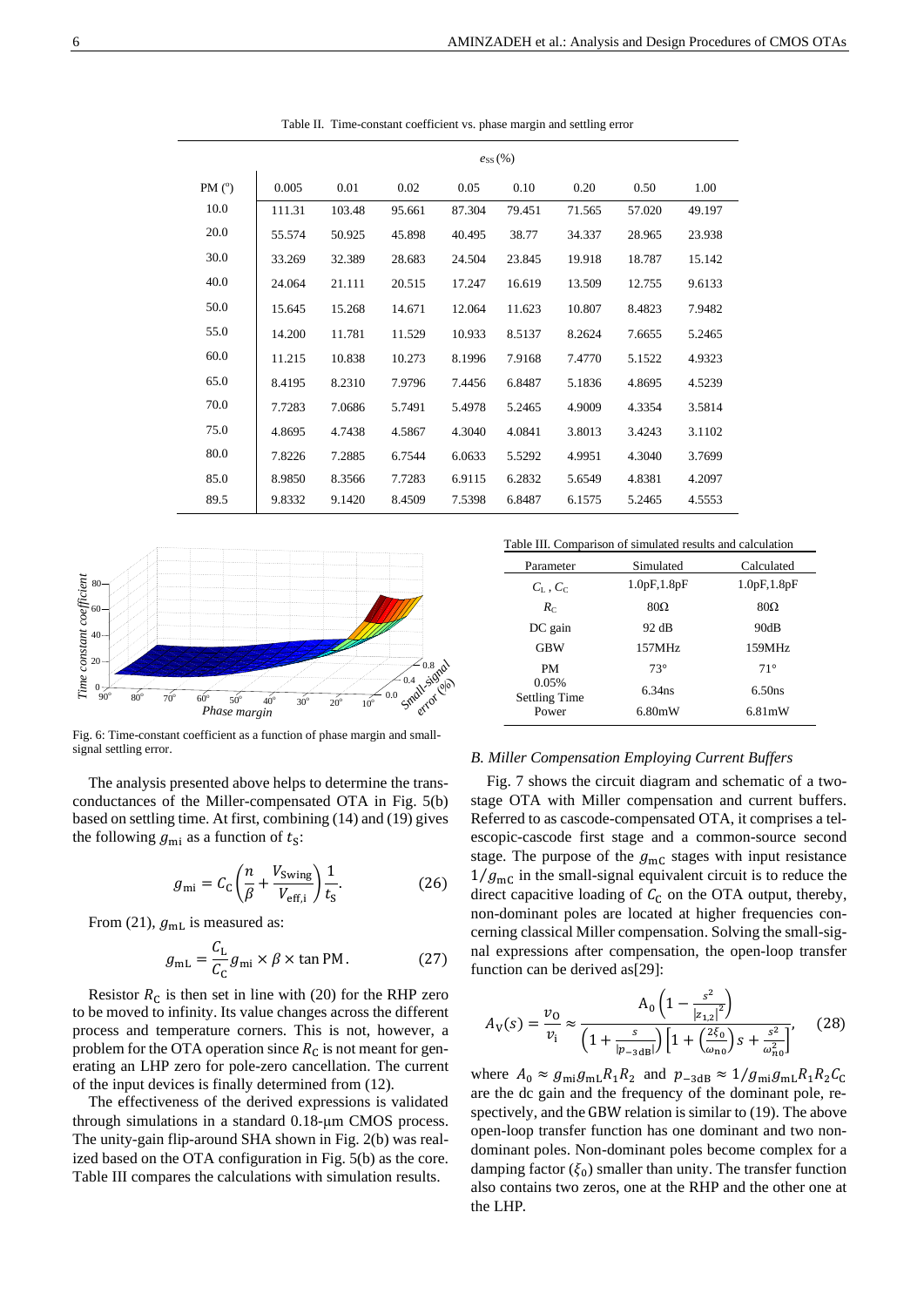Table II. Time-constant coefficient vs. phase margin and settling error

| PM (°) | $e_{SS}$ (%) 0.005 | 0.01 | 0.02 | 0.05 | 0.10 | 0.20 | 0.50 | 1.00 |
|---|---|---|---|---|---|---|---|---|
| 10.0 | 111.31 | 103.48 | 95.661 | 87.304 | 79.451 | 71.565 | 57.020 | 49.197 |
| 20.0 | 55.574 | 50.925 | 45.898 | 40.495 | 38.77 | 34.337 | 28.965 | 23.938 |
| 30.0 | 33.269 | 32.389 | 28.683 | 24.504 | 23.845 | 19.918 | 18.787 | 15.142 |
| 40.0 | 24.064 | 21.111 | 20.515 | 17.247 | 16.619 | 13.509 | 12.755 | 9.6133 |
| 50.0 | 15.645 | 15.268 | 14.671 | 12.064 | 11.623 | 10.807 | 8.4823 | 7.9482 |
| 55.0 | 14.200 | 11.781 | 11.529 | 10.933 | 8.5137 | 8.2624 | 7.6655 | 5.2465 |
| 60.0 | 11.215 | 10.838 | 10.273 | 8.1996 | 7.9168 | 7.4770 | 5.1522 | 4.9323 |
| 65.0 | 8.4195 | 8.2310 | 7.9796 | 7.4456 | 6.8487 | 5.1836 | 4.8695 | 4.5239 |
| 70.0 | 7.7283 | 7.0686 | 5.7491 | 5.4978 | 5.2465 | 4.9009 | 4.3354 | 3.5814 |
| 75.0 | 4.8695 | 4.7438 | 4.5867 | 4.3040 | 4.0841 | 3.8013 | 3.4243 | 3.1102 |
| 80.0 | 7.8226 | 7.2885 | 6.7544 | 6.0633 | 5.5292 | 4.9951 | 4.3040 | 3.7699 |
| 85.0 | 8.9850 | 8.3566 | 7.7283 | 6.9115 | 6.2832 | 5.6549 | 4.8381 | 4.2097 |
| 89.5 | 9.8332 | 9.1420 | 8.4509 | 7.5398 | 6.8487 | 6.1575 | 5.2465 | 4.5553 |

Fig. 6: Time-constant coefficient as a function of phase margin and small-signal settling error.

The analysis presented above helps to determine the transconductances of the Miller-compensated OTA in Fig. 5(b) based on settling time. At first, combining (14) and (19) gives the following $g_{\mathrm{mi}}$ as a function of $t_{\mathrm{S}}$:

$$g_{\mathrm{mi}} = C_{\mathrm{C}}\left(\frac{n}{\beta} + \frac{V_{\mathrm{Swing}}}{V_{\mathrm{eff,i}}}\right)\frac{1}{t_{\mathrm{S}}}. \tag{26}$$

From (21), $g_{\mathrm{mL}}$ is measured as:

$$g_{\mathrm{mL}} = \frac{C_{\mathrm{L}}}{C_{\mathrm{C}}} g_{\mathrm{mi}} \times \beta \times \tan \mathrm{PM}. \tag{27}$$

Resistor $R_{\mathrm{C}}$ is then set in line with (20) for the RHP zero to be moved to infinity. Its value changes across the different process and temperature corners. This is not, however, a problem for the OTA operation since $R_{\mathrm{C}}$ is not meant for generating an LHP zero for pole-zero cancellation. The current of the input devices is finally determined from (12).

The effectiveness of the derived expressions is validated through simulations in a standard 0.18-μm CMOS process. The unity-gain flip-around SHA shown in Fig. 2(b) was realized based on the OTA configuration in Fig. 5(b) as the core. Table III compares the calculations with simulation results.

Table III. Comparison of simulated results and calculation

| Parameter | Simulated | Calculated |
|---|---|---|
| $C_{\mathrm{L}}$ , $C_{\mathrm{C}}$ | 1.0pF,1.8pF | 1.0pF,1.8pF |
| $R_{\mathrm{C}}$ | 80Ω | 80Ω |
| DC gain | 92 dB | 90dB |
| GBW | 157MHz | 159MHz |
| PM | 73° | 71° |
| 0.05% Settling Time | 6.34ns | 6.50ns |
| Power | 6.80mW | 6.81mW |

### B. Miller Compensation Employing Current Buffers

Fig. 7 shows the circuit diagram and schematic of a two-stage OTA with Miller compensation and current buffers. Referred to as cascode-compensated OTA, it comprises a telescopic-cascode first stage and a common-source second stage. The purpose of the $g_{\mathrm{mC}}$ stages with input resistance $1/g_{\mathrm{mC}}$ in the small-signal equivalent circuit is to reduce the direct capacitive loading of $C_{\mathrm{C}}$ on the OTA output, thereby, non-dominant poles are located at higher frequencies concerning classical Miller compensation. Solving the small-signal expressions after compensation, the open-loop transfer function can be derived as[29]:

$$A_{\mathrm{V}}(s) = \frac{v_{\mathrm{O}}}{v_{\mathrm{i}}} \approx \frac{\mathrm{A}_0\left(1 - \frac{s^2}{|z_{1,2}|^2}\right)}{\left(1 + \frac{s}{|p_{-3\mathrm{dB}}|}\right)\left[1 + \left(\frac{2\xi_0}{\omega_{\mathrm{n0}}}\right)s + \frac{s^2}{\omega_{\mathrm{n0}}^2}\right]}, \tag{28}$$

where $A_0 \approx g_{\mathrm{mi}} g_{\mathrm{mL}} R_1 R_2$ and $p_{-3\mathrm{dB}} \approx 1/g_{\mathrm{mi}} g_{\mathrm{mL}} R_1 R_2 C_{\mathrm{C}}$ are the dc gain and the frequency of the dominant pole, respectively, and the GBW relation is similar to (19). The above open-loop transfer function has one dominant and two non-dominant poles. Non-dominant poles become complex for a damping factor ($\xi_0$) smaller than unity. The transfer function also contains two zeros, one at the RHP and the other one at the LHP.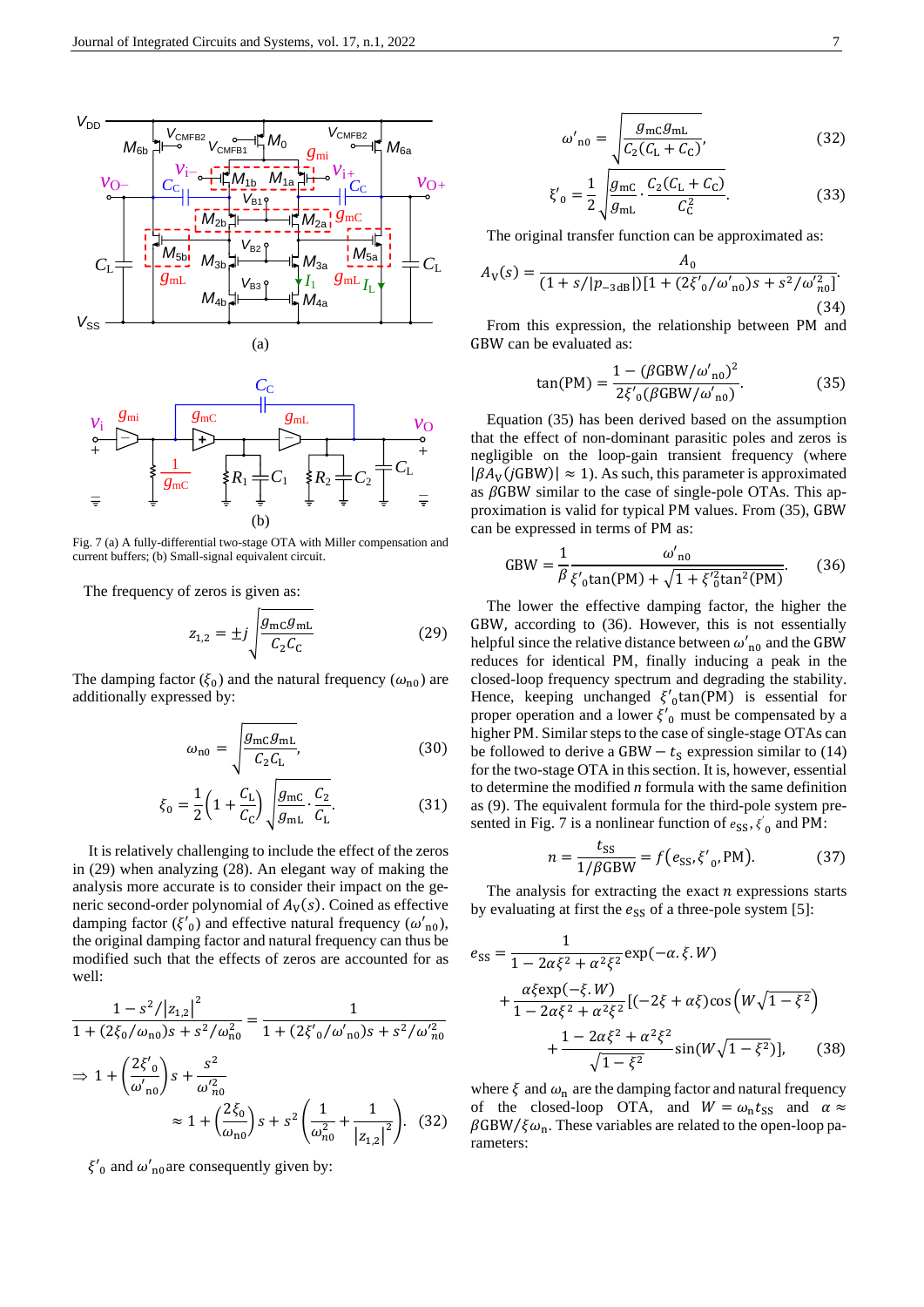Fig. 7 (a) A fully-differential two-stage OTA with Miller compensation and current buffers; (b) Small-signal equivalent circuit.

The frequency of zeros is given as:

$$z_{1,2} = \pm j\sqrt{\frac{g_{\mathrm{mC}}g_{\mathrm{mL}}}{C_2 C_{\mathrm{C}}}} \tag{29}$$

The damping factor ($\xi_0$) and the natural frequency ($\omega_{\mathrm{n0}}$) are additionally expressed by:

$$\omega_{\mathrm{n0}} = \sqrt{\frac{g_{\mathrm{mC}}g_{\mathrm{mL}}}{C_2 C_{\mathrm{L}}}}, \tag{30}$$

$$\xi_0 = \frac{1}{2}\left(1+\frac{C_{\mathrm{L}}}{C_{\mathrm{C}}}\right)\sqrt{\frac{g_{\mathrm{mC}}}{g_{\mathrm{mL}}}\cdot\frac{C_2}{C_{\mathrm{L}}}}. \tag{31}$$

It is relatively challenging to include the effect of the zeros in (29) when analyzing (28). An elegant way of making the analysis more accurate is to consider their impact on the generic second-order polynomial of $A_{\mathrm{V}}(s)$. Coined as effective damping factor ($\xi'_0$) and effective natural frequency ($\omega'_{\mathrm{n0}}$), the original damping factor and natural frequency can thus be modified such that the effects of zeros are accounted for as well:

$$\frac{1-s^2/\left|z_{1,2}\right|^2}{1+(2\xi_0/\omega_{\mathrm{n0}})s+s^2/\omega_{\mathrm{n0}}^2} = \frac{1}{1+(2\xi'_0/\omega'_{\mathrm{n0}})s+s^2/\omega'^2_{\mathrm{n0}}}$$

$$\Rightarrow 1+\left(\frac{2\xi'_0}{\omega'_{\mathrm{n0}}}\right)s+\frac{s^2}{\omega'^2_{\mathrm{n0}}} \approx 1+\left(\frac{2\xi_0}{\omega_{\mathrm{n0}}}\right)s+s^2\left(\frac{1}{\omega_{\mathrm{n0}}^2}+\frac{1}{\left|z_{1,2}\right|^2}\right). \tag{32}$$

$\xi'_0$ and $\omega'_{\mathrm{n0}}$ are consequently given by:

$$\omega'_{\mathrm{n0}} = \sqrt{\frac{g_{\mathrm{mC}}g_{\mathrm{mL}}}{C_2(C_{\mathrm{L}}+C_{\mathrm{C}})}}, \tag{32}$$

$$\xi'_0 = \frac{1}{2}\sqrt{\frac{g_{\mathrm{mC}}}{g_{\mathrm{mL}}}\cdot\frac{C_2(C_{\mathrm{L}}+C_{\mathrm{C}})}{C_{\mathrm{C}}^2}}. \tag{33}$$

The original transfer function can be approximated as:

$$A_{\mathrm{V}}(s) = \frac{A_0}{(1+s/|p_{-3\mathrm{dB}}|)[1+(2\xi'_0/\omega'_{\mathrm{n0}})s+s^2/\omega'^2_{\mathrm{n0}}]}. \tag{34}$$

From this expression, the relationship between PM and GBW can be evaluated as:

$$\tan(\mathrm{PM}) = \frac{1-(\beta\mathrm{GBW}/\omega'_{\mathrm{n0}})^2}{2\xi'_0(\beta\mathrm{GBW}/\omega'_{\mathrm{n0}})}. \tag{35}$$

Equation (35) has been derived based on the assumption that the effect of non-dominant parasitic poles and zeros is negligible on the loop-gain transient frequency (where $|\beta A_{\mathrm{V}}(j\mathrm{GBW})| \approx 1$). As such, this parameter is approximated as $\beta$GBW similar to the case of single-pole OTAs. This approximation is valid for typical PM values. From (35), GBW can be expressed in terms of PM as:

$$\mathrm{GBW} = \frac{1}{\beta}\frac{\omega'_{\mathrm{n0}}}{\xi'_0\tan(\mathrm{PM})+\sqrt{1+\xi'^2_0\tan^2(\mathrm{PM})}}. \tag{36}$$

The lower the effective damping factor, the higher the GBW, according to (36). However, this is not essentially helpful since the relative distance between $\omega'_{\mathrm{n0}}$ and the GBW reduces for identical PM, finally inducing a peak in the closed-loop frequency spectrum and degrading the stability. Hence, keeping unchanged $\xi'_0\tan(\mathrm{PM})$ is essential for proper operation and a lower $\xi'_0$ must be compensated by a higher PM. Similar steps to the case of single-stage OTAs can be followed to derive a $\mathrm{GBW}-t_{\mathrm{S}}$ expression similar to (14) for the two-stage OTA in this section. It is, however, essential to determine the modified $n$ formula with the same definition as (9). The equivalent formula for the third-pole system presented in Fig. 7 is a nonlinear function of $e_{\mathrm{SS}}, \xi'_0$ and PM:

$$n = \frac{t_{\mathrm{SS}}}{1/\beta\mathrm{GBW}} = f(e_{\mathrm{SS}}, \xi'_0, \mathrm{PM}). \tag{37}$$

The analysis for extracting the exact $n$ expressions starts by evaluating at first the $e_{\mathrm{SS}}$ of a three-pole system [5]:

$$e_{\mathrm{SS}} = \frac{1}{1-2\alpha\xi^2+\alpha^2\xi^2}\exp(-\alpha.\xi.W) + \frac{\alpha\xi\exp(-\xi.W)}{1-2\alpha\xi^2+\alpha^2\xi^2}\Big[(-2\xi+\alpha\xi)\cos\left(W\sqrt{1-\xi^2}\right) + \frac{1-2\alpha\xi^2+\alpha^2\xi^2}{\sqrt{1-\xi^2}}\sin(W\sqrt{1-\xi^2})\Big], \tag{38}$$

where $\xi$ and $\omega_{\mathrm{n}}$ are the damping factor and natural frequency of the closed-loop OTA, and $W = \omega_{\mathrm{n}}t_{\mathrm{SS}}$ and $\alpha \approx \beta\mathrm{GBW}/\xi\omega_{\mathrm{n}}$. These variables are related to the open-loop parameters: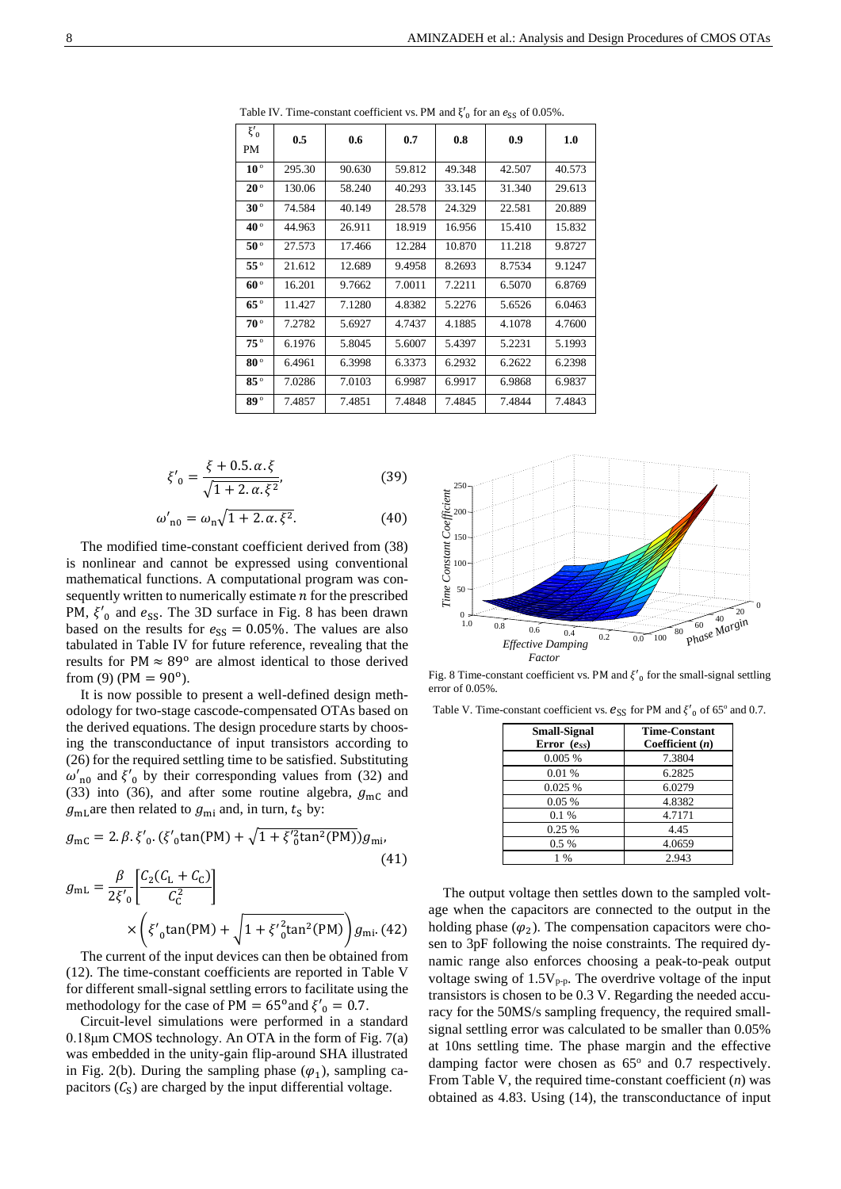Table IV. Time-constant coefficient vs. PM and $\xi'_0$ for an $e_{SS}$ of 0.05%.

| $\xi'_0$ / PM | 0.5 | 0.6 | 0.7 | 0.8 | 0.9 | 1.0 |
|---|---|---|---|---|---|---|
| 10° | 295.30 | 90.630 | 59.812 | 49.348 | 42.507 | 40.573 |
| 20° | 130.06 | 58.240 | 40.293 | 33.145 | 31.340 | 29.613 |
| 30° | 74.584 | 40.149 | 28.578 | 24.329 | 22.581 | 20.889 |
| 40° | 44.963 | 26.911 | 18.919 | 16.956 | 15.410 | 15.832 |
| 50° | 27.573 | 17.466 | 12.284 | 10.870 | 11.218 | 9.8727 |
| 55° | 21.612 | 12.689 | 9.4958 | 8.2693 | 8.7534 | 9.1247 |
| 60° | 16.201 | 9.7662 | 7.0011 | 7.2211 | 6.5070 | 6.8769 |
| 65° | 11.427 | 7.1280 | 4.8382 | 5.2276 | 5.6526 | 6.0463 |
| 70° | 7.2782 | 5.6927 | 4.7437 | 4.1885 | 4.1078 | 4.7600 |
| 75° | 6.1976 | 5.8045 | 5.6007 | 5.4397 | 5.2231 | 5.1993 |
| 80° | 6.4961 | 6.3998 | 6.3373 | 6.2932 | 6.2622 | 6.2398 |
| 85° | 7.0286 | 7.0103 | 6.9987 | 6.9917 | 6.9868 | 6.9837 |
| 89° | 7.4857 | 7.4851 | 7.4848 | 7.4845 | 7.4844 | 7.4843 |

$$\xi'_0 = \frac{\xi + 0.5.\alpha.\xi}{\sqrt{1 + 2.\alpha.\xi^2}}, \tag{39}$$

$$\omega'_{n0} = \omega_n\sqrt{1 + 2.\alpha.\xi^2}. \tag{40}$$

The modified time-constant coefficient derived from (38) is nonlinear and cannot be expressed using conventional mathematical functions. A computational program was consequently written to numerically estimate $n$ for the prescribed PM, $\xi'_0$ and $e_{SS}$. The 3D surface in Fig. 8 has been drawn based on the results for $e_{SS} = 0.05\%$. The values are also tabulated in Table IV for future reference, revealing that the results for PM $\approx 89^o$ are almost identical to those derived from (9) (PM $= 90^o$).

It is now possible to present a well-defined design methodology for two-stage cascode-compensated OTAs based on the derived equations. The design procedure starts by choosing the transconductance of input transistors according to (26) for the required settling time to be satisfied. Substituting $\omega'_{n0}$ and $\xi'_0$ by their corresponding values from (32) and (33) into (36), and after some routine algebra, $g_{mC}$ and $g_{mL}$ are then related to $g_{mi}$ and, in turn, $t_S$ by:

$$g_{mC} = 2.\beta.\xi'_0.(\xi'_0\tan(\text{PM}) + \sqrt{1 + \xi'^2_0\tan^2(\text{PM})})g_{mi}, \tag{41}$$

$$g_{mL} = \frac{\beta}{2\xi'_0}\left[\frac{C_2(C_L + C_C)}{C_C^2}\right] \times \left(\xi'_0\tan(\text{PM}) + \sqrt{1 + \xi'^2_0\tan^2(\text{PM})}\right)g_{mi}. \tag{42}$$

The current of the input devices can then be obtained from (12). The time-constant coefficients are reported in Table V for different small-signal settling errors to facilitate using the methodology for the case of PM $= 65^o$ and $\xi'_0 = 0.7$.

Circuit-level simulations were performed in a standard 0.18μm CMOS technology. An OTA in the form of Fig. 7(a) was embedded in the unity-gain flip-around SHA illustrated in Fig. 2(b). During the sampling phase ($\varphi_1$), sampling capacitors ($C_S$) are charged by the input differential voltage.

Fig. 8 Time-constant coefficient vs. PM and $\xi'_0$ for the small-signal settling error of 0.05%.

Table V. Time-constant coefficient vs. $e_{SS}$ for PM and $\xi'_0$ of 65° and 0.7.

| Small-Signal Error ($e_{SS}$) | Time-Constant Coefficient ($n$) |
|---|---|
| 0.005 % | 7.3804 |
| 0.01 % | 6.2825 |
| 0.025 % | 6.0279 |
| 0.05 % | 4.8382 |
| 0.1 % | 4.7171 |
| 0.25 % | 4.45 |
| 0.5 % | 4.0659 |
| 1 % | 2.943 |

The output voltage then settles down to the sampled voltage when the capacitors are connected to the output in the holding phase ($\varphi_2$). The compensation capacitors were chosen to 3pF following the noise constraints. The required dynamic range also enforces choosing a peak-to-peak output voltage swing of $1.5V_{p\text{-}p}$. The overdrive voltage of the input transistors is chosen to be 0.3 V. Regarding the needed accuracy for the 50MS/s sampling frequency, the required small-signal settling error was calculated to be smaller than 0.05% at 10ns settling time. The phase margin and the effective damping factor were chosen as 65° and 0.7 respectively. From Table V, the required time-constant coefficient ($n$) was obtained as 4.83. Using (14), the transconductance of input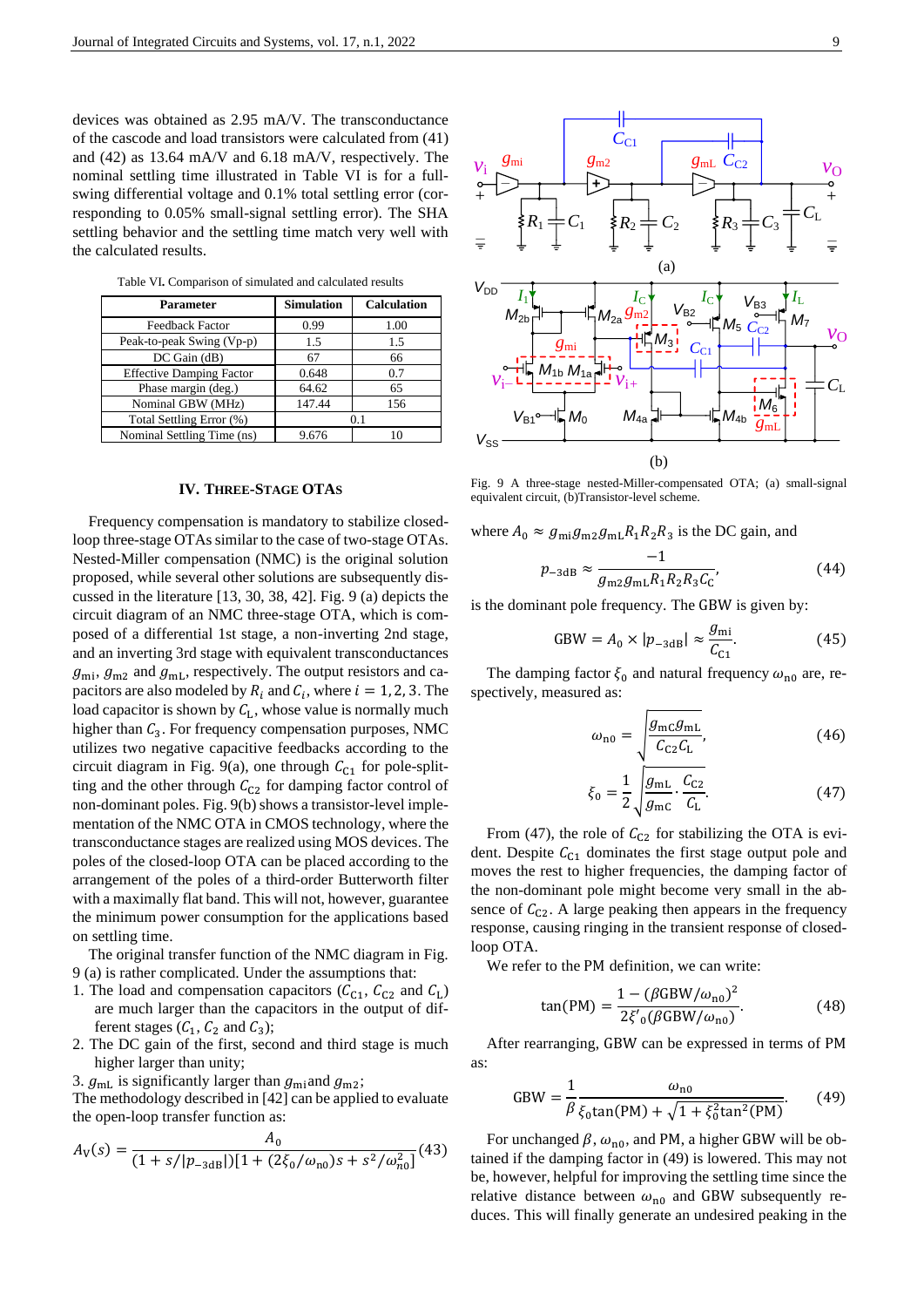devices was obtained as 2.95 mA/V. The transconductance of the cascode and load transistors were calculated from (41) and (42) as 13.64 mA/V and 6.18 mA/V, respectively. The nominal settling time illustrated in Table VI is for a full-swing differential voltage and 0.1% total settling error (corresponding to 0.05% small-signal settling error). The SHA settling behavior and the settling time match very well with the calculated results.

Table VI. Comparison of simulated and calculated results

| Parameter | Simulation | Calculation |
|---|---|---|
| Feedback Factor | 0.99 | 1.00 |
| Peak-to-peak Swing (Vp-p) | 1.5 | 1.5 |
| DC Gain (dB) | 67 | 66 |
| Effective Damping Factor | 0.648 | 0.7 |
| Phase margin (deg.) | 64.62 | 65 |
| Nominal GBW (MHz) | 147.44 | 156 |
| Total Settling Error (%) | 0.1 | |
| Nominal Settling Time (ns) | 9.676 | 10 |

## IV. Three-Stage OTAs

Frequency compensation is mandatory to stabilize closed-loop three-stage OTAs similar to the case of two-stage OTAs. Nested-Miller compensation (NMC) is the original solution proposed, while several other solutions are subsequently discussed in the literature [13, 30, 38, 42]. Fig. 9 (a) depicts the circuit diagram of an NMC three-stage OTA, which is composed of a differential 1st stage, a non-inverting 2nd stage, and an inverting 3rd stage with equivalent transconductances $g_{\mathrm{mi}}$, $g_{\mathrm{m2}}$ and $g_{\mathrm{mL}}$, respectively. The output resistors and capacitors are also modeled by $R_i$ and $C_i$, where $i = 1, 2, 3$. The load capacitor is shown by $C_{\mathrm{L}}$, whose value is normally much higher than $C_3$. For frequency compensation purposes, NMC utilizes two negative capacitive feedbacks according to the circuit diagram in Fig. 9(a), one through $C_{\mathrm{C1}}$ for pole-splitting and the other through $C_{\mathrm{C2}}$ for damping factor control of non-dominant poles. Fig. 9(b) shows a transistor-level implementation of the NMC OTA in CMOS technology, where the transconductance stages are realized using MOS devices. The poles of the closed-loop OTA can be placed according to the arrangement of the poles of a third-order Butterworth filter with a maximally flat band. This will not, however, guarantee the minimum power consumption for the applications based on settling time.

The original transfer function of the NMC diagram in Fig. 9 (a) is rather complicated. Under the assumptions that:

1. The load and compensation capacitors ($C_{\mathrm{C1}}$, $C_{\mathrm{C2}}$ and $C_{\mathrm{L}}$) are much larger than the capacitors in the output of different stages ($C_1$, $C_2$ and $C_3$);
2. The DC gain of the first, second and third stage is much higher larger than unity;
3. $g_{\mathrm{mL}}$ is significantly larger than $g_{\mathrm{mi}}$ and $g_{\mathrm{m2}}$;

The methodology described in [42] can be applied to evaluate the open-loop transfer function as:

$$A_{\mathrm{V}}(s) = \frac{A_0}{(1 + s/|p_{-3\mathrm{dB}}|)[1 + (2\xi_0/\omega_{\mathrm{n0}})s + s^2/\omega_{\mathrm{n0}}^2]} \quad (43)$$

Fig. 9 A three-stage nested-Miller-compensated OTA; (a) small-signal equivalent circuit, (b)Transistor-level scheme.

where $A_0 \approx g_{\mathrm{mi}} g_{\mathrm{m2}} g_{\mathrm{mL}} R_1 R_2 R_3$ is the DC gain, and

$$p_{-3\mathrm{dB}} \approx \frac{-1}{g_{\mathrm{m2}} g_{\mathrm{mL}} R_1 R_2 R_3 C_{\mathrm{C}}}, \quad (44)$$

is the dominant pole frequency. The GBW is given by:

$$\mathrm{GBW} = A_0 \times |p_{-3\mathrm{dB}}| \approx \frac{g_{\mathrm{mi}}}{C_{\mathrm{C1}}}. \quad (45)$$

The damping factor $\xi_0$ and natural frequency $\omega_{\mathrm{n0}}$ are, respectively, measured as:

$$\omega_{\mathrm{n0}} = \sqrt{\frac{g_{\mathrm{mC}} g_{\mathrm{mL}}}{C_{\mathrm{C2}} C_{\mathrm{L}}}}, \quad (46)$$

$$\xi_0 = \frac{1}{2}\sqrt{\frac{g_{\mathrm{mL}}}{g_{\mathrm{mC}}} \cdot \frac{C_{\mathrm{C2}}}{C_{\mathrm{L}}}}. \quad (47)$$

From (47), the role of $C_{\mathrm{C2}}$ for stabilizing the OTA is evident. Despite $C_{\mathrm{C1}}$ dominates the first stage output pole and moves the rest to higher frequencies, the damping factor of the non-dominant pole might become very small in the absence of $C_{\mathrm{C2}}$. A large peaking then appears in the frequency response, causing ringing in the transient response of closed-loop OTA.

We refer to the PM definition, we can write:

$$\tan(\mathrm{PM}) = \frac{1 - (\beta \mathrm{GBW}/\omega_{\mathrm{n0}})^2}{2\xi'_0(\beta \mathrm{GBW}/\omega_{\mathrm{n0}})}. \quad (48)$$

After rearranging, GBW can be expressed in terms of PM as:

$$\mathrm{GBW} = \frac{1}{\beta}\frac{\omega_{\mathrm{n0}}}{\xi_0 \tan(\mathrm{PM}) + \sqrt{1 + \xi_0^2 \tan^2(\mathrm{PM})}}. \quad (49)$$

For unchanged $\beta$, $\omega_{\mathrm{n0}}$, and PM, a higher GBW will be obtained if the damping factor in (49) is lowered. This may not be, however, helpful for improving the settling time since the relative distance between $\omega_{\mathrm{n0}}$ and GBW subsequently reduces. This will finally generate an undesired peaking in the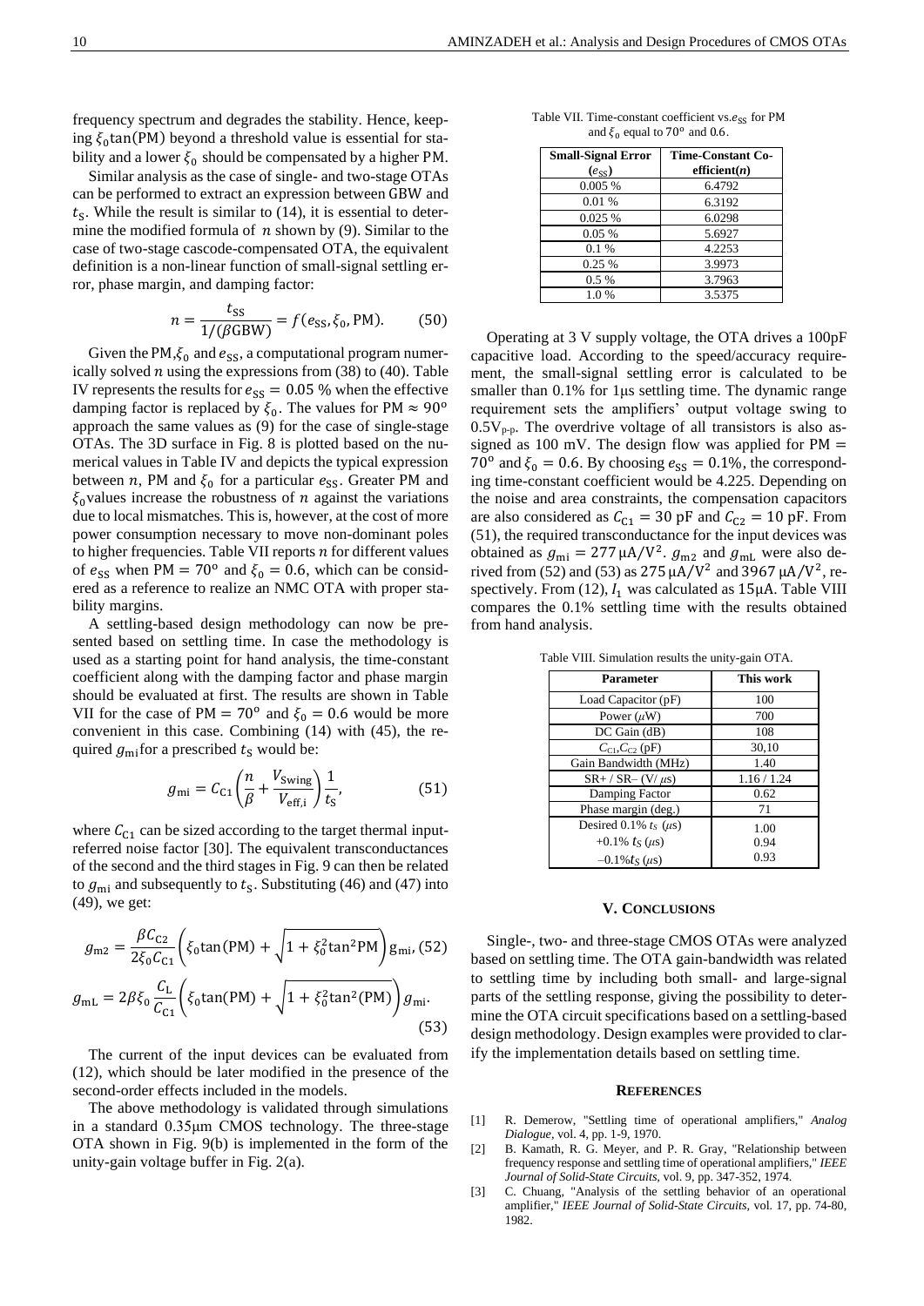frequency spectrum and degrades the stability. Hence, keeping $\xi_0\tan(\text{PM})$ beyond a threshold value is essential for stability and a lower $\xi_0$ should be compensated by a higher PM.

Similar analysis as the case of single- and two-stage OTAs can be performed to extract an expression between GBW and $t_S$. While the result is similar to (14), it is essential to determine the modified formula of $n$ shown by (9). Similar to the case of two-stage cascode-compensated OTA, the equivalent definition is a non-linear function of small-signal settling error, phase margin, and damping factor:

$$n = \frac{t_{SS}}{1/(\beta \text{GBW})} = f(e_{SS}, \xi_0, \text{PM}). \quad (50)$$

Given the PM, $\xi_0$ and $e_{SS}$, a computational program numerically solved $n$ using the expressions from (38) to (40). Table IV represents the results for $e_{SS} = 0.05$ % when the effective damping factor is replaced by $\xi_0$. The values for PM $\approx 90°$ approach the same values as (9) for the case of single-stage OTAs. The 3D surface in Fig. 8 is plotted based on the numerical values in Table IV and depicts the typical expression between $n$, PM and $\xi_0$ for a particular $e_{SS}$. Greater PM and $\xi_0$ values increase the robustness of $n$ against the variations due to local mismatches. This is, however, at the cost of more power consumption necessary to move non-dominant poles to higher frequencies. Table VII reports $n$ for different values of $e_{SS}$ when PM = 70° and $\xi_0 = 0.6$, which can be considered as a reference to realize an NMC OTA with proper stability margins.

A settling-based design methodology can now be presented based on settling time. In case the methodology is used as a starting point for hand analysis, the time-constant coefficient along with the damping factor and phase margin should be evaluated at first. The results are shown in Table VII for the case of PM = 70° and $\xi_0 = 0.6$ would be more convenient in this case. Combining (14) with (45), the required $g_{\text{mi}}$ for a prescribed $t_S$ would be:

$$g_{\text{mi}} = C_{C1}\left(\frac{n}{\beta} + \frac{V_{\text{Swing}}}{V_{\text{eff,i}}}\right)\frac{1}{t_S}, \quad (51)$$

where $C_{C1}$ can be sized according to the target thermal input-referred noise factor [30]. The equivalent transconductances of the second and the third stages in Fig. 9 can then be related to $g_{\text{mi}}$ and subsequently to $t_S$. Substituting (46) and (47) into (49), we get:

$$g_{\text{m2}} = \frac{\beta C_{C2}}{2\xi_0 C_{C1}}\left(\xi_0\tan(\text{PM}) + \sqrt{1 + \xi_0^2\tan^2\text{PM}}\right)g_{\text{mi}}, \quad (52)$$

$$g_{\text{mL}} = 2\beta\xi_0\frac{C_L}{C_{C1}}\left(\xi_0\tan(\text{PM}) + \sqrt{1 + \xi_0^2\tan^2(\text{PM})}\right)g_{\text{mi}}. \quad (53)$$

The current of the input devices can be evaluated from (12), which should be later modified in the presence of the second-order effects included in the models.

The above methodology is validated through simulations in a standard 0.35μm CMOS technology. The three-stage OTA shown in Fig. 9(b) is implemented in the form of the unity-gain voltage buffer in Fig. 2(a).

Table VII. Time-constant coefficient vs. $e_{SS}$ for PM and $\xi_0$ equal to 70° and 0.6.

| Small-Signal Error ($e_{SS}$) | Time-Constant Coefficient($n$) |
|---|---|
| 0.005 % | 6.4792 |
| 0.01 % | 6.3192 |
| 0.025 % | 6.0298 |
| 0.05 % | 5.6927 |
| 0.1 % | 4.2253 |
| 0.25 % | 3.9973 |
| 0.5 % | 3.7963 |
| 1.0 % | 3.5375 |

Operating at 3 V supply voltage, the OTA drives a 100pF capacitive load. According to the speed/accuracy requirement, the small-signal settling error is calculated to be smaller than 0.1% for 1μs settling time. The dynamic range requirement sets the amplifiers' output voltage swing to $0.5V_{p\text{-}p}$. The overdrive voltage of all transistors is also assigned as 100 mV. The design flow was applied for PM = 70° and $\xi_0 = 0.6$. By choosing $e_{SS} = 0.1\%$, the corresponding time-constant coefficient would be 4.225. Depending on the noise and area constraints, the compensation capacitors are also considered as $C_{C1} = 30$ pF and $C_{C2} = 10$ pF. From (51), the required transconductance for the input devices was obtained as $g_{\text{mi}} = 277\,\mu\text{A/V}^2$. $g_{\text{m2}}$ and $g_{\text{mL}}$ were also derived from (52) and (53) as $275\,\mu\text{A/V}^2$ and $3967\,\mu\text{A/V}^2$, respectively. From (12), $I_1$ was calculated as 15μA. Table VIII compares the 0.1% settling time with the results obtained from hand analysis.

Table VIII. Simulation results the unity-gain OTA.

| Parameter | This work |
|---|---|
| Load Capacitor (pF) | 100 |
| Power ($\mu$W) | 700 |
| DC Gain (dB) | 108 |
| $C_{C1}$,$C_{C2}$ (pF) | 30,10 |
| Gain Bandwidth (MHz) | 1.40 |
| SR+ / SR– (V/ $\mu$s) | 1.16 / 1.24 |
| Damping Factor | 0.62 |
| Phase margin (deg.) | 71 |
| Desired 0.1% $t_S$ ($\mu$s) | 1.00 |
| +0.1% $t_S$ ($\mu$s) | 0.94 |
| –0.1% $t_S$ ($\mu$s) | 0.93 |

## V. Conclusions

Single-, two- and three-stage CMOS OTAs were analyzed based on settling time. The OTA gain-bandwidth was related to settling time by including both small- and large-signal parts of the settling response, giving the possibility to determine the OTA circuit specifications based on a settling-based design methodology. Design examples were provided to clarify the implementation details based on settling time.

## References

[1] R. Demerow, "Settling time of operational amplifiers," *Analog Dialogue*, vol. 4, pp. 1-9, 1970.

[2] B. Kamath, R. G. Meyer, and P. R. Gray, "Relationship between frequency response and settling time of operational amplifiers," *IEEE Journal of Solid-State Circuits*, vol. 9, pp. 347-352, 1974.

[3] C. Chuang, "Analysis of the settling behavior of an operational amplifier," *IEEE Journal of Solid-State Circuits*, vol. 17, pp. 74-80, 1982.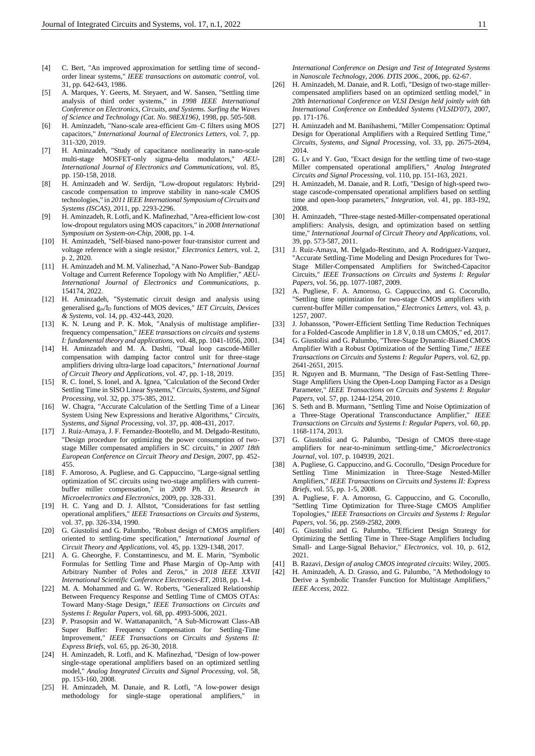[4] C. Bert, "An improved approximation for settling time of second-order linear systems," *IEEE transactions on automatic control*, vol. 31, pp. 642-643, 1986.

[5] A. Marques, Y. Geerts, M. Steyaert, and W. Sansen, "Settling time analysis of third order systems," in *1998 IEEE International Conference on Electronics, Circuits, and Systems. Surfing the Waves of Science and Technology (Cat. No. 98EX196)*, 1998, pp. 505-508.

[6] H. Aminzadeh, "Nano-scale area-efficient Gm–C filters using MOS capacitors," *International Journal of Electronics Letters*, vol. 7, pp. 311-320, 2019.

[7] H. Aminzadeh, "Study of capacitance nonlinearity in nano-scale multi-stage MOSFET-only sigma-delta modulators," *AEU-International Journal of Electronics and Communications*, vol. 85, pp. 150-158, 2018.

[8] H. Aminzadeh and W. Serdijn, "Low-dropout regulators: Hybrid-cascode compensation to improve stability in nano-scale CMOS technologies," in *2011 IEEE International Symposium of Circuits and Systems (ISCAS)*, 2011, pp. 2293-2296.

[9] H. Aminzadeh, R. Lotfi, and K. Mafinezhad, "Area-efficient low-cost low-dropout regulators using MOS capacitors," in *2008 International Symposium on System-on-Chip*, 2008, pp. 1-4.

[10] H. Aminzadeh, "Self-biased nano-power four-transistor current and voltage reference with a single resistor," *Electronics Letters*, vol. 2, p. 2, 2020.

[11] H. Aminzadeh and M. M. Valinezhad, "A Nano-Power Sub–Bandgap Voltage and Current Reference Topology with No Amplifier," *AEU-International Journal of Electronics and Communications*, p. 154174, 2022.

[12] H. Aminzadeh, "Systematic circuit design and analysis using generalised $g_m/I_D$ functions of MOS devices," *IET Circuits, Devices & Systems*, vol. 14, pp. 432-443, 2020.

[13] K. N. Leung and P. K. Mok, "Analysis of multistage amplifier-frequency compensation," *IEEE transactions on circuits and systems I: fundamental theory and applications*, vol. 48, pp. 1041-1056, 2001.

[14] H. Aminzadeh and M. A. Dashti, "Dual loop cascode-Miller compensation with damping factor control unit for three-stage amplifiers driving ultra-large load capacitors," *International Journal of Circuit Theory and Applications*, vol. 47, pp. 1-18, 2019.

[15] R. C. Ionel, S. Ionel, and A. Ignea, "Calculation of the Second Order Settling Time in SISO Linear Systems," *Circuits, Systems, and Signal Processing*, vol. 32, pp. 375-385, 2012.

[16] W. Chagra, "Accurate Calculation of the Settling Time of a Linear System Using New Expressions and Iterative Algorithms," *Circuits, Systems, and Signal Processing*, vol. 37, pp. 408-431, 2017.

[17] J. Ruiz-Amaya, J. F. Fernandez-Bootello, and M. Delgado-Restituto, "Design procedure for optimizing the power consumption of two-stage Miller compensated amplifiers in SC circuits," in *2007 18th European Conference on Circuit Theory and Design*, 2007, pp. 452-455.

[18] F. Amoroso, A. Pugliese, and G. Cappuccino, "Large-signal settling optimization of SC circuits using two-stage amplifiers with current-buffer miller compensation," in *2009 Ph. D. Research in Microelectronics and Electronics*, 2009, pp. 328-331.

[19] H. C. Yang and D. J. Allstot, "Considerations for fast settling operational amplifiers," *IEEE Transactions on Circuits and Systems*, vol. 37, pp. 326-334, 1990.

[20] G. Giustolisi and G. Palumbo, "Robust design of CMOS amplifiers oriented to settling-time specification," *International Journal of Circuit Theory and Applications*, vol. 45, pp. 1329-1348, 2017.

[21] A. G. Gheorghe, F. Constantinescu, and M. E. Marin, "Symbolic Formulas for Settling Time and Phase Margin of Op-Amp with Arbitrary Number of Poles and Zeros," in *2018 IEEE XXVII International Scientific Conference Electronics-ET*, 2018, pp. 1-4.

[22] M. A. Mohammed and G. W. Roberts, "Generalized Relationship Between Frequency Response and Settling Time of CMOS OTAs: Toward Many-Stage Design," *IEEE Transactions on Circuits and Systems I: Regular Papers*, vol. 68, pp. 4993-5006, 2021.

[23] P. Prasopsin and W. Wattanapanitch, "A Sub-Microwatt Class-AB Super Buffer: Frequency Compensation for Settling-Time Improvement," *IEEE Transactions on Circuits and Systems II: Express Briefs*, vol. 65, pp. 26-30, 2018.

[24] H. Aminzadeh, R. Lotfi, and K. Mafinezhad, "Design of low-power single-stage operational amplifiers based on an optimized settling model," *Analog Integrated Circuits and Signal Processing*, vol. 58, pp. 153-160, 2008.

[25] H. Aminzadeh, M. Danaie, and R. Lotfi, "A low-power design methodology for single-stage operational amplifiers," in *International Conference on Design and Test of Integrated Systems in Nanoscale Technology, 2006. DTIS 2006.*, 2006, pp. 62-67.

[26] H. Aminzadeh, M. Danaie, and R. Lotfi, "Design of two-stage miller-compensated amplifiers based on an optimized settling model," in *20th International Conference on VLSI Design held jointly with 6th International Conference on Embedded Systems (VLSID'07)*, 2007, pp. 171-176.

[27] H. Aminzadeh and M. Banihashemi, "Miller Compensation: Optimal Design for Operational Amplifiers with a Required Settling Time," *Circuits, Systems, and Signal Processing*, vol. 33, pp. 2675-2694, 2014.

[28] G. Lv and Y. Guo, "Exact design for the settling time of two-stage Miller compensated operational amplifiers," *Analog Integrated Circuits and Signal Processing*, vol. 110, pp. 151-163, 2021.

[29] H. Aminzadeh, M. Danaie, and R. Lotfi, "Design of high-speed two-stage cascode-compensated operational amplifiers based on settling time and open-loop parameters," *Integration*, vol. 41, pp. 183-192, 2008.

[30] H. Aminzadeh, "Three-stage nested-Miller-compensated operational amplifiers: Analysis, design, and optimization based on settling time," *International Journal of Circuit Theory and Applications*, vol. 39, pp. 573-587, 2011.

[31] J. Ruiz-Amaya, M. Delgado-Restituto, and A. Rodriguez-Vazquez, "Accurate Settling-Time Modeling and Design Procedures for Two-Stage Miller-Compensated Amplifiers for Switched-Capacitor Circuits," *IEEE Transactions on Circuits and Systems I: Regular Papers*, vol. 56, pp. 1077-1087, 2009.

[32] A. Pugliese, F. A. Amoroso, G. Cappuccino, and G. Cocorullo, "Settling time optimization for two-stage CMOS amplifiers with current-buffer Miller compensation," *Electronics Letters*, vol. 43, p. 1257, 2007.

[33] J. Johansson, "Power-Efficient Settling Time Reduction Techniques for a Folded-Cascode Amplifier in 1.8 V, 0.18 um CMOS," ed, 2017.

[34] G. Giustolisi and G. Palumbo, "Three-Stage Dynamic-Biased CMOS Amplifier With a Robust Optimization of the Settling Time," *IEEE Transactions on Circuits and Systems I: Regular Papers*, vol. 62, pp. 2641-2651, 2015.

[35] R. Nguyen and B. Murmann, "The Design of Fast-Settling Three-Stage Amplifiers Using the Open-Loop Damping Factor as a Design Parameter," *IEEE Transactions on Circuits and Systems I: Regular Papers*, vol. 57, pp. 1244-1254, 2010.

[36] S. Seth and B. Murmann, "Settling Time and Noise Optimization of a Three-Stage Operational Transconductance Amplifier," *IEEE Transactions on Circuits and Systems I: Regular Papers*, vol. 60, pp. 1168-1174, 2013.

[37] G. Giustolisi and G. Palumbo, "Design of CMOS three-stage amplifiers for near-to-minimum settling-time," *Microelectronics Journal*, vol. 107, p. 104939, 2021.

[38] A. Pugliese, G. Cappuccino, and G. Cocorullo, "Design Procedure for Settling Time Minimization in Three-Stage Nested-Miller Amplifiers," *IEEE Transactions on Circuits and Systems II: Express Briefs*, vol. 55, pp. 1-5, 2008.

[39] A. Pugliese, F. A. Amoroso, G. Cappuccino, and G. Cocorullo, "Settling Time Optimization for Three-Stage CMOS Amplifier Topologies," *IEEE Transactions on Circuits and Systems I: Regular Papers*, vol. 56, pp. 2569-2582, 2009.

[40] G. Giustolisi and G. Palumbo, "Efficient Design Strategy for Optimizing the Settling Time in Three-Stage Amplifiers Including Small- and Large-Signal Behavior," *Electronics*, vol. 10, p. 612, 2021.

[41] B. Razavi, *Design of analog CMOS integrated circuits*: Wiley, 2005.

[42] H. Aminzadeh, A. D. Grasso, and G. Palumbo, "A Methodology to Derive a Symbolic Transfer Function for Multistage Amplifiers," *IEEE Access*, 2022.